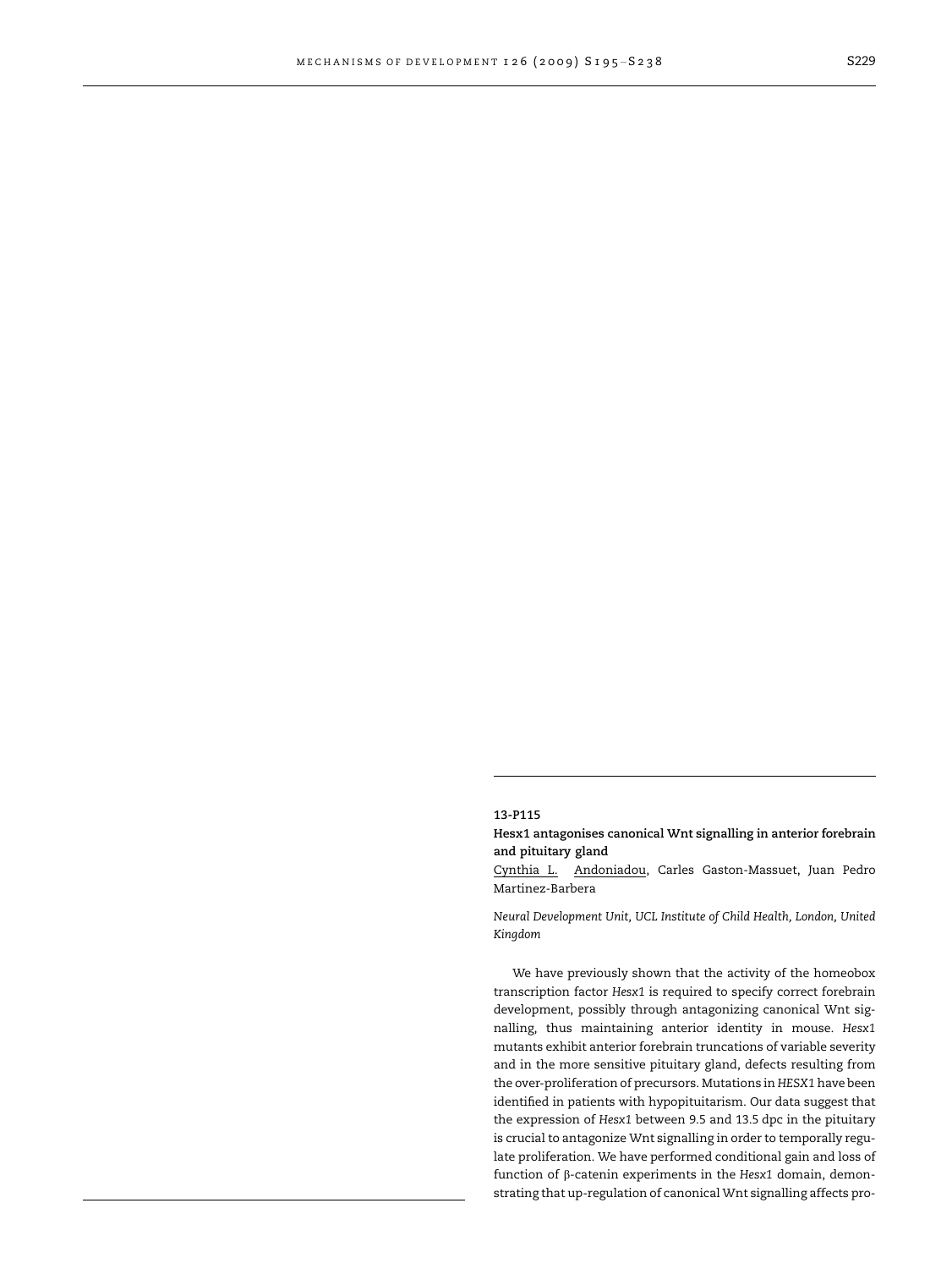**13-P115**

**Hesx1 antagonises canonical Wnt signalling in anterior forebrain and pituitary gland**

Cynthia L. Andoniadou, Carles Gaston-Massuet, Juan Pedro Martinez-Barbera

*Neural Development Unit, UCL Institute of Child Health, London, United Kingdom*

We have previously shown that the activity of the homeobox transcription factor *Hesx1* is required to specify correct forebrain development, possibly through antagonizing canonical Wnt signalling, thus maintaining anterior identity in mouse. *Hesx1* mutants exhibit anterior forebrain truncations of variable severity and in the more sensitive pituitary gland, defects resulting from the over-proliferation of precursors. Mutations in *HESX1* have been identified in patients with hypopituitarism. Our data suggest that the expression of *Hesx1* between 9.5 and 13.5 dpc in the pituitary is crucial to antagonize Wnt signalling in order to temporally regulate proliferation. We have performed conditional gain and loss of function of β-catenin experiments in the *Hesx1* domain, demonstrating that up-regulation of canonical Wnt signalling affects pro-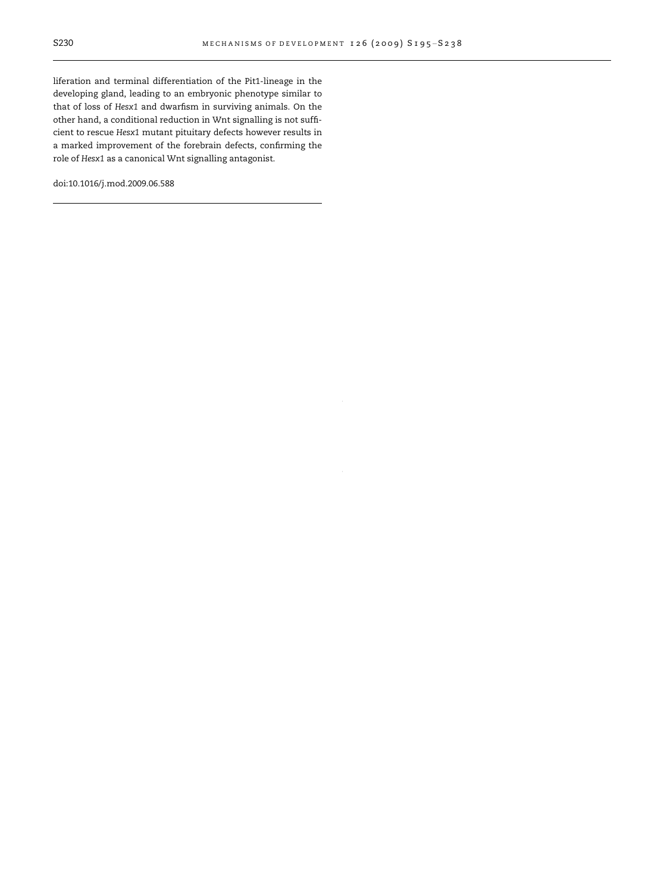liferation and terminal differentiation of the Pit1-lineage in the developing gland, leading to an embryonic phenotype similar to that of loss of *Hesx1* and dwarfism in surviving animals. On the other hand, a conditional reduction in Wnt signalling is not sufficient to rescue *Hesx1* mutant pituitary defects however results in a marked improvement of the forebrain defects, confirming the role of *Hesx1* as a canonical Wnt signalling antagonist.

doi:10.1016/j.mod.2009.06.588